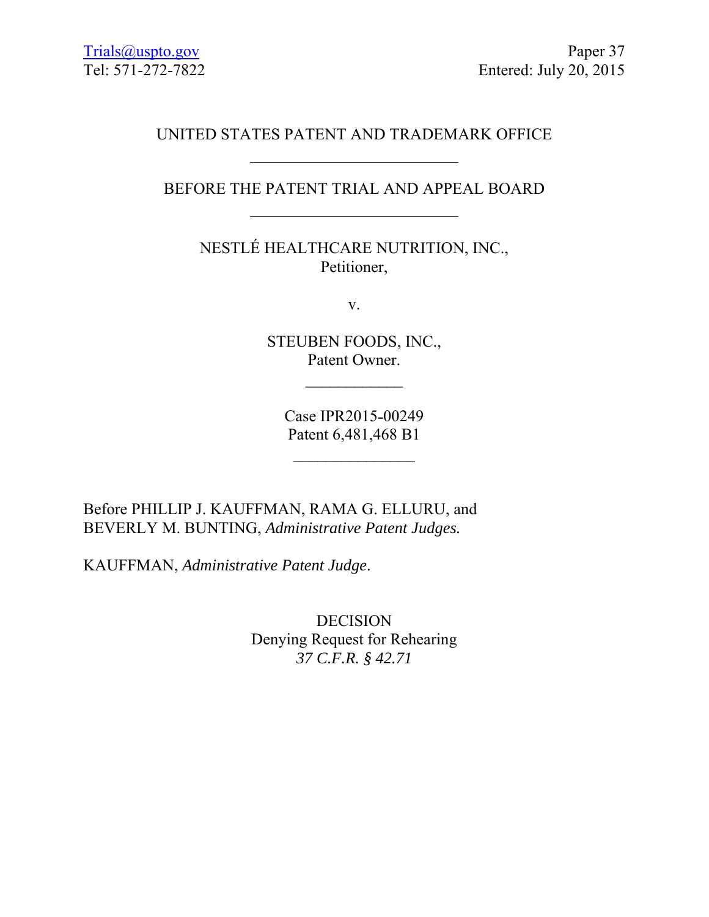Trials@uspto.gov  
Tel: 571-272-7822

Paper 37  
Entered: July 20, 2015

UNITED STATES PATENT AND TRADEMARK OFFICE

---

BEFORE THE PATENT TRIAL AND APPEAL BOARD

---

NESTLÉ HEALTHCARE NUTRITION, INC.,  
Petitioner,

v.

STEUBEN FOODS, INC.,  
Patent Owner.

---

Case IPR2015-00249  
Patent 6,481,468 B1

---

Before PHILLIP J. KAUFFMAN, RAMA G. ELLURU, and BEVERLY M. BUNTING, *Administrative Patent Judges.*

KAUFFMAN, *Administrative Patent Judge*.

DECISION  
Denying Request for Rehearing  
*37 C.F.R. § 42.71*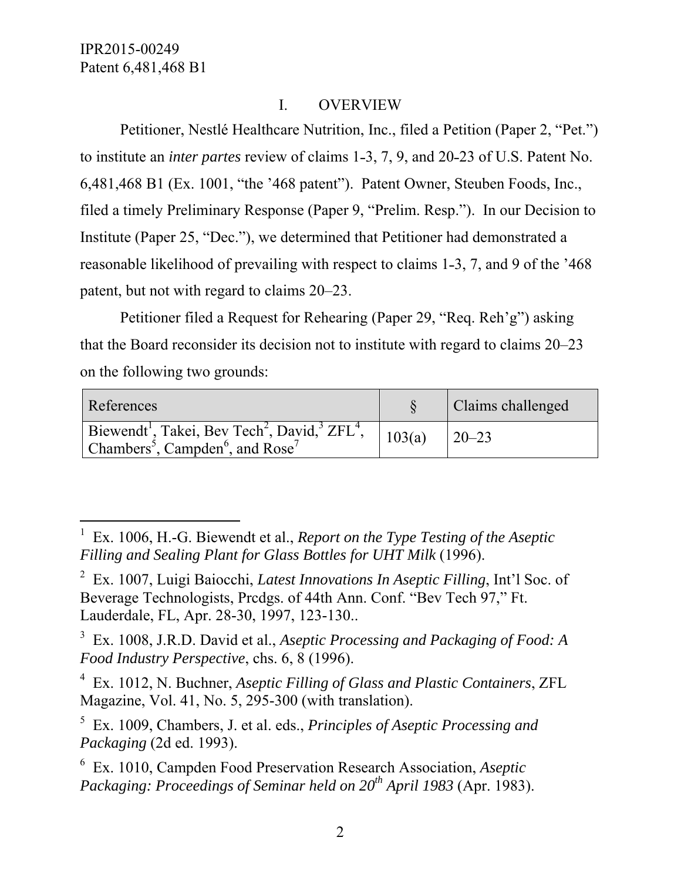## I. OVERVIEW

Petitioner, Nestlé Healthcare Nutrition, Inc., filed a Petition (Paper 2, "Pet.") to institute an *inter partes* review of claims 1-3, 7, 9, and 20-23 of U.S. Patent No. 6,481,468 B1 (Ex. 1001, "the '468 patent"). Patent Owner, Steuben Foods, Inc., filed a timely Preliminary Response (Paper 9, "Prelim. Resp."). In our Decision to Institute (Paper 25, "Dec."), we determined that Petitioner had demonstrated a reasonable likelihood of prevailing with respect to claims 1-3, 7, and 9 of the '468 patent, but not with regard to claims 20–23.

Petitioner filed a Request for Rehearing (Paper 29, "Req. Reh'g") asking that the Board reconsider its decision not to institute with regard to claims 20–23 on the following two grounds:

| References | § | Claims challenged |
|---|---|---|
| Biewendt[1], Takei, Bev Tech[2], David,[3] ZFL[4], Chambers[5], Campden[6], and Rose[7] | 103(a) | 20–23 |

---

[1] Ex. 1006, H.-G. Biewendt et al., *Report on the Type Testing of the Aseptic Filling and Sealing Plant for Glass Bottles for UHT Milk* (1996).

[2] Ex. 1007, Luigi Baiocchi, *Latest Innovations In Aseptic Filling*, Int'l Soc. of Beverage Technologists, Prcdgs. of 44th Ann. Conf. "Bev Tech 97," Ft. Lauderdale, FL, Apr. 28-30, 1997, 123-130..

[3] Ex. 1008, J.R.D. David et al., *Aseptic Processing and Packaging of Food: A Food Industry Perspective*, chs. 6, 8 (1996).

[4] Ex. 1012, N. Buchner, *Aseptic Filling of Glass and Plastic Containers*, ZFL Magazine, Vol. 41, No. 5, 295-300 (with translation).

[5] Ex. 1009, Chambers, J. et al. eds., *Principles of Aseptic Processing and Packaging* (2d ed. 1993).

[6] Ex. 1010, Campden Food Preservation Research Association, *Aseptic Packaging: Proceedings of Seminar held on 20th April 1983* (Apr. 1983).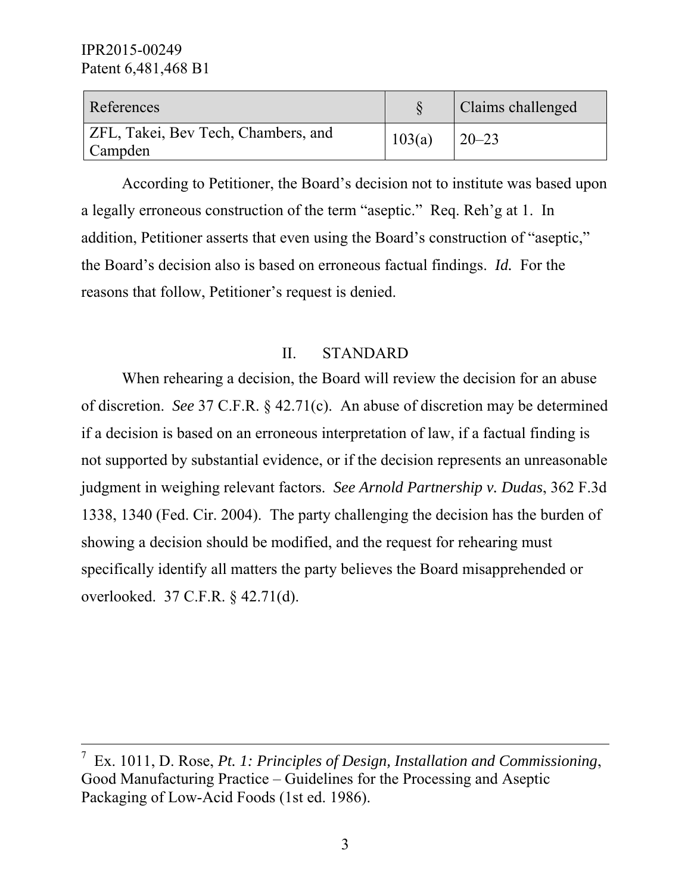| References | § | Claims challenged |
|---|---|---|
| ZFL, Takei, Bev Tech, Chambers, and Campden | 103(a) | 20–23 |

According to Petitioner, the Board's decision not to institute was based upon a legally erroneous construction of the term "aseptic." Req. Reh'g at 1. In addition, Petitioner asserts that even using the Board's construction of "aseptic," the Board's decision also is based on erroneous factual findings. *Id.* For the reasons that follow, Petitioner's request is denied.

## II. STANDARD

When rehearing a decision, the Board will review the decision for an abuse of discretion. *See* 37 C.F.R. § 42.71(c). An abuse of discretion may be determined if a decision is based on an erroneous interpretation of law, if a factual finding is not supported by substantial evidence, or if the decision represents an unreasonable judgment in weighing relevant factors. *See Arnold Partnership v. Dudas*, 362 F.3d 1338, 1340 (Fed. Cir. 2004). The party challenging the decision has the burden of showing a decision should be modified, and the request for rehearing must specifically identify all matters the party believes the Board misapprehended or overlooked. 37 C.F.R. § 42.71(d).

---

[7] Ex. 1011, D. Rose, *Pt. 1: Principles of Design, Installation and Commissioning*, Good Manufacturing Practice – Guidelines for the Processing and Aseptic Packaging of Low-Acid Foods (1st ed. 1986).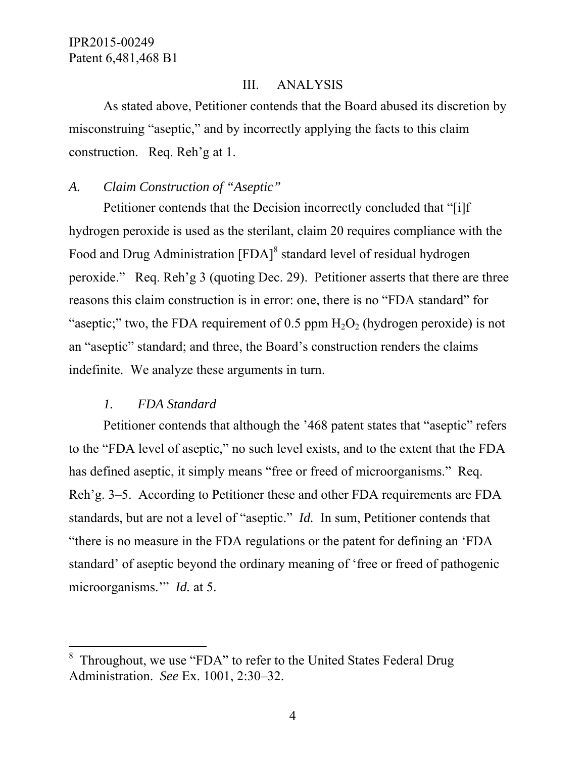## III. ANALYSIS

As stated above, Petitioner contends that the Board abused its discretion by misconstruing "aseptic," and by incorrectly applying the facts to this claim construction. Req. Reh'g at 1.

### *A. Claim Construction of "Aseptic"*

Petitioner contends that the Decision incorrectly concluded that "[i]f hydrogen peroxide is used as the sterilant, claim 20 requires compliance with the Food and Drug Administration [FDA][8] standard level of residual hydrogen peroxide." Req. Reh'g 3 (quoting Dec. 29). Petitioner asserts that there are three reasons this claim construction is in error: one, there is no "FDA standard" for "aseptic;" two, the FDA requirement of 0.5 ppm $H_2O_2$ (hydrogen peroxide) is not an "aseptic" standard; and three, the Board's construction renders the claims indefinite. We analyze these arguments in turn.

#### *1. FDA Standard*

Petitioner contends that although the '468 patent states that "aseptic" refers to the "FDA level of aseptic," no such level exists, and to the extent that the FDA has defined aseptic, it simply means "free or freed of microorganisms." Req. Reh'g. 3–5. According to Petitioner these and other FDA requirements are FDA standards, but are not a level of "aseptic." *Id.* In sum, Petitioner contends that "there is no measure in the FDA regulations or the patent for defining an 'FDA standard' of aseptic beyond the ordinary meaning of 'free or freed of pathogenic microorganisms.'" *Id.* at 5.

---

[8] Throughout, we use "FDA" to refer to the United States Federal Drug Administration. *See* Ex. 1001, 2:30–32.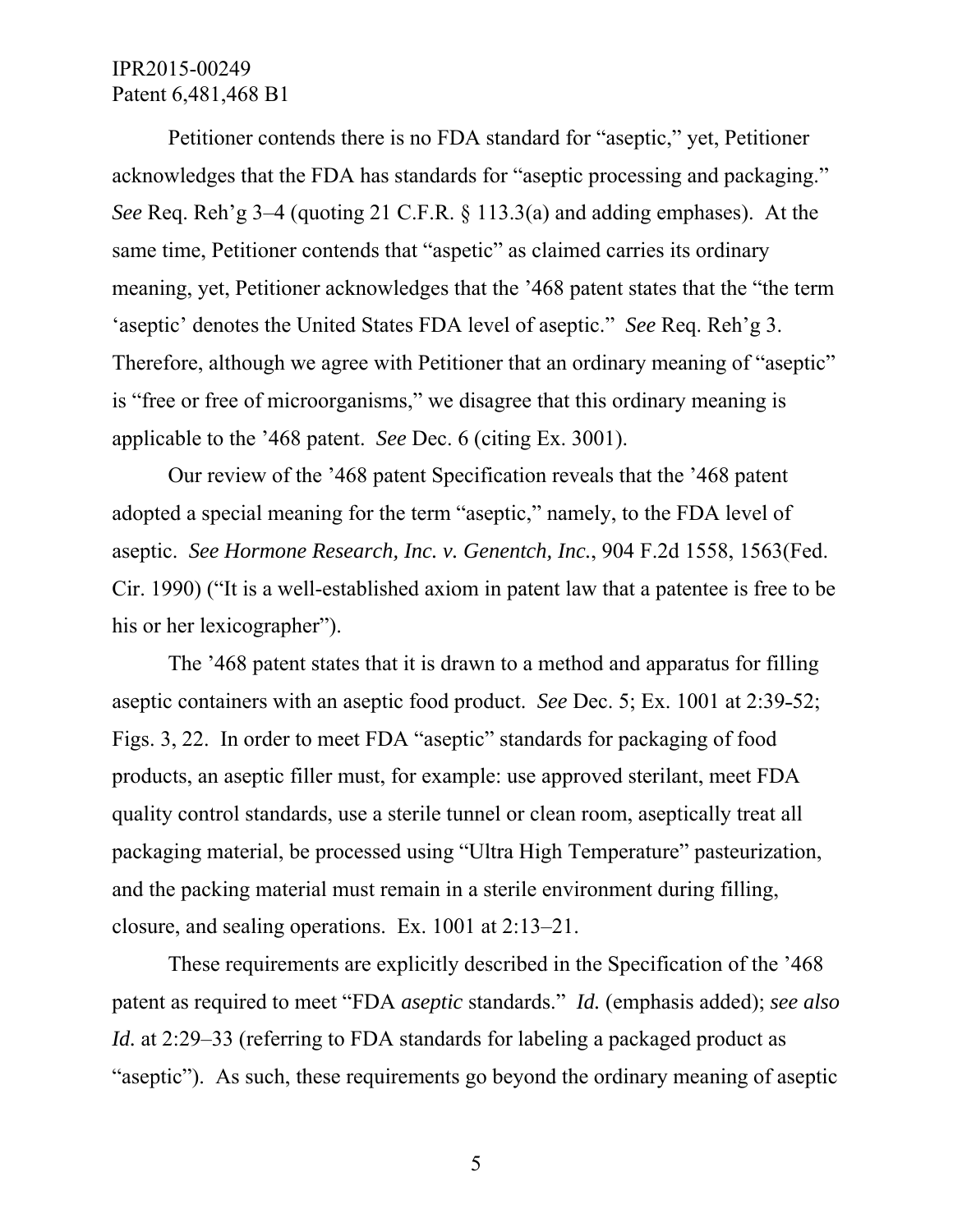Petitioner contends there is no FDA standard for "aseptic," yet, Petitioner acknowledges that the FDA has standards for "aseptic processing and packaging." *See* Req. Reh'g 3–4 (quoting 21 C.F.R. § 113.3(a) and adding emphases). At the same time, Petitioner contends that "aspetic" as claimed carries its ordinary meaning, yet, Petitioner acknowledges that the '468 patent states that the "the term 'aseptic' denotes the United States FDA level of aseptic." *See* Req. Reh'g 3. Therefore, although we agree with Petitioner that an ordinary meaning of "aseptic" is "free or free of microorganisms," we disagree that this ordinary meaning is applicable to the '468 patent. *See* Dec. 6 (citing Ex. 3001).

Our review of the '468 patent Specification reveals that the '468 patent adopted a special meaning for the term "aseptic," namely, to the FDA level of aseptic. *See Hormone Research, Inc. v. Genentch, Inc.*, 904 F.2d 1558, 1563(Fed. Cir. 1990) ("It is a well-established axiom in patent law that a patentee is free to be his or her lexicographer").

The '468 patent states that it is drawn to a method and apparatus for filling aseptic containers with an aseptic food product. *See* Dec. 5; Ex. 1001 at 2:39-52; Figs. 3, 22. In order to meet FDA "aseptic" standards for packaging of food products, an aseptic filler must, for example: use approved sterilant, meet FDA quality control standards, use a sterile tunnel or clean room, aseptically treat all packaging material, be processed using "Ultra High Temperature" pasteurization, and the packing material must remain in a sterile environment during filling, closure, and sealing operations. Ex. 1001 at 2:13–21.

These requirements are explicitly described in the Specification of the '468 patent as required to meet "FDA *aseptic* standards." *Id.* (emphasis added); *see also Id.* at 2:29–33 (referring to FDA standards for labeling a packaged product as "aseptic"). As such, these requirements go beyond the ordinary meaning of aseptic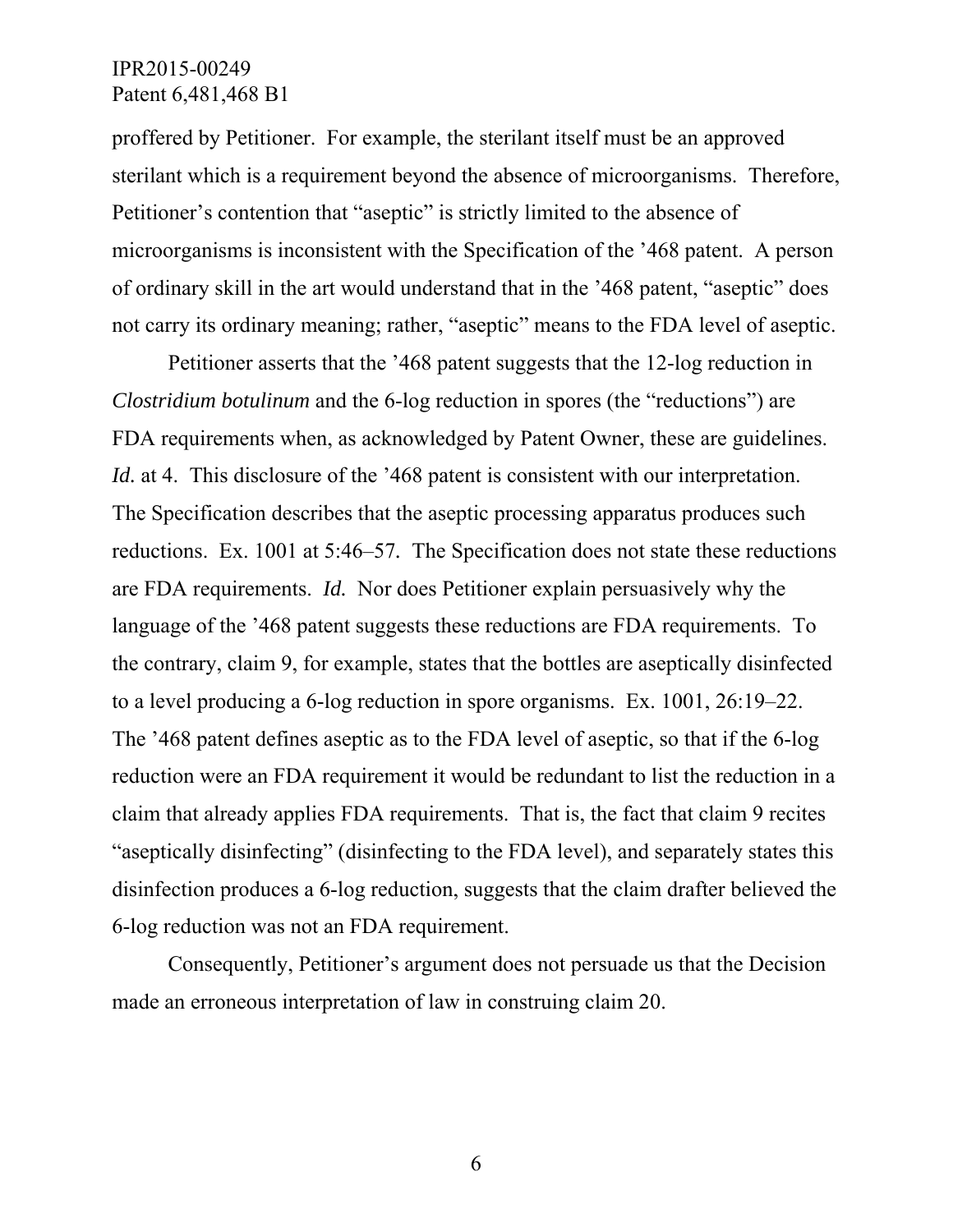proffered by Petitioner. For example, the sterilant itself must be an approved sterilant which is a requirement beyond the absence of microorganisms. Therefore, Petitioner's contention that "aseptic" is strictly limited to the absence of microorganisms is inconsistent with the Specification of the '468 patent. A person of ordinary skill in the art would understand that in the '468 patent, "aseptic" does not carry its ordinary meaning; rather, "aseptic" means to the FDA level of aseptic.

Petitioner asserts that the '468 patent suggests that the 12-log reduction in *Clostridium botulinum* and the 6-log reduction in spores (the "reductions") are FDA requirements when, as acknowledged by Patent Owner, these are guidelines. *Id.* at 4. This disclosure of the '468 patent is consistent with our interpretation. The Specification describes that the aseptic processing apparatus produces such reductions. Ex. 1001 at 5:46–57. The Specification does not state these reductions are FDA requirements. *Id.* Nor does Petitioner explain persuasively why the language of the '468 patent suggests these reductions are FDA requirements. To the contrary, claim 9, for example, states that the bottles are aseptically disinfected to a level producing a 6-log reduction in spore organisms. Ex. 1001, 26:19–22. The '468 patent defines aseptic as to the FDA level of aseptic, so that if the 6-log reduction were an FDA requirement it would be redundant to list the reduction in a claim that already applies FDA requirements. That is, the fact that claim 9 recites "aseptically disinfecting" (disinfecting to the FDA level), and separately states this disinfection produces a 6-log reduction, suggests that the claim drafter believed the 6-log reduction was not an FDA requirement.

Consequently, Petitioner's argument does not persuade us that the Decision made an erroneous interpretation of law in construing claim 20.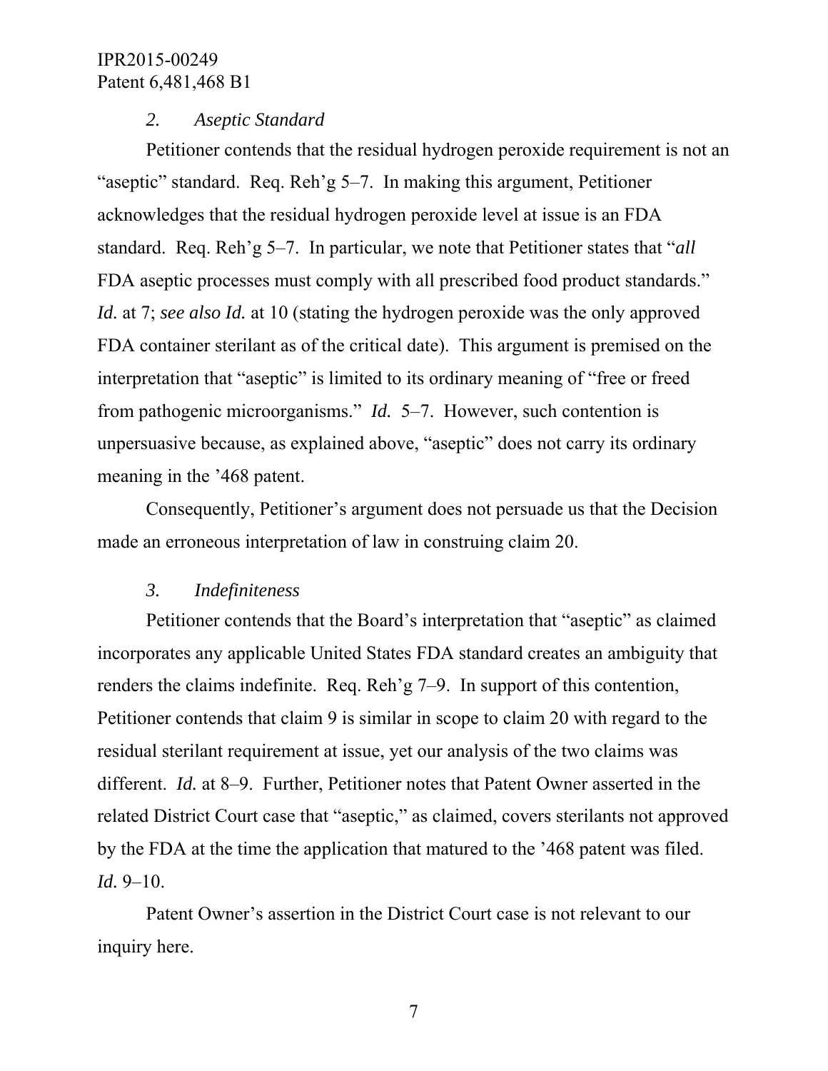*2. Aseptic Standard*

Petitioner contends that the residual hydrogen peroxide requirement is not an "aseptic" standard. Req. Reh'g 5–7. In making this argument, Petitioner acknowledges that the residual hydrogen peroxide level at issue is an FDA standard. Req. Reh'g 5–7. In particular, we note that Petitioner states that "*all* FDA aseptic processes must comply with all prescribed food product standards." *Id.* at 7; *see also Id.* at 10 (stating the hydrogen peroxide was the only approved FDA container sterilant as of the critical date). This argument is premised on the interpretation that "aseptic" is limited to its ordinary meaning of "free or freed from pathogenic microorganisms." *Id.* 5–7. However, such contention is unpersuasive because, as explained above, "aseptic" does not carry its ordinary meaning in the '468 patent.

Consequently, Petitioner's argument does not persuade us that the Decision made an erroneous interpretation of law in construing claim 20.

*3. Indefiniteness*

Petitioner contends that the Board's interpretation that "aseptic" as claimed incorporates any applicable United States FDA standard creates an ambiguity that renders the claims indefinite. Req. Reh'g 7–9. In support of this contention, Petitioner contends that claim 9 is similar in scope to claim 20 with regard to the residual sterilant requirement at issue, yet our analysis of the two claims was different. *Id.* at 8–9. Further, Petitioner notes that Patent Owner asserted in the related District Court case that "aseptic," as claimed, covers sterilants not approved by the FDA at the time the application that matured to the '468 patent was filed. *Id.* 9–10.

Patent Owner's assertion in the District Court case is not relevant to our inquiry here.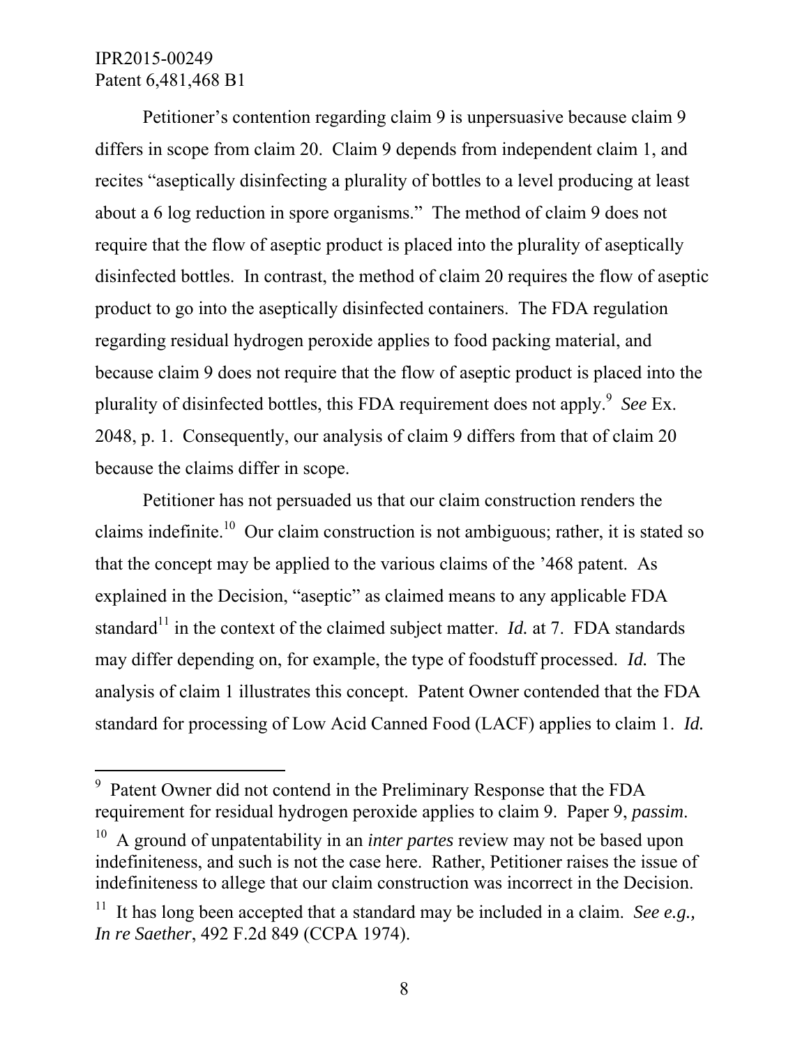Petitioner's contention regarding claim 9 is unpersuasive because claim 9 differs in scope from claim 20. Claim 9 depends from independent claim 1, and recites "aseptically disinfecting a plurality of bottles to a level producing at least about a 6 log reduction in spore organisms." The method of claim 9 does not require that the flow of aseptic product is placed into the plurality of aseptically disinfected bottles. In contrast, the method of claim 20 requires the flow of aseptic product to go into the aseptically disinfected containers. The FDA regulation regarding residual hydrogen peroxide applies to food packing material, and because claim 9 does not require that the flow of aseptic product is placed into the plurality of disinfected bottles, this FDA requirement does not apply.[9] *See* Ex. 2048, p. 1. Consequently, our analysis of claim 9 differs from that of claim 20 because the claims differ in scope.

Petitioner has not persuaded us that our claim construction renders the claims indefinite.[10] Our claim construction is not ambiguous; rather, it is stated so that the concept may be applied to the various claims of the '468 patent. As explained in the Decision, "aseptic" as claimed means to any applicable FDA standard[11] in the context of the claimed subject matter. *Id.* at 7. FDA standards may differ depending on, for example, the type of foodstuff processed. *Id.* The analysis of claim 1 illustrates this concept. Patent Owner contended that the FDA standard for processing of Low Acid Canned Food (LACF) applies to claim 1. *Id.*

---

[9] Patent Owner did not contend in the Preliminary Response that the FDA requirement for residual hydrogen peroxide applies to claim 9. Paper 9, *passim*.

[10] A ground of unpatentability in an *inter partes* review may not be based upon indefiniteness, and such is not the case here. Rather, Petitioner raises the issue of indefiniteness to allege that our claim construction was incorrect in the Decision.

[11] It has long been accepted that a standard may be included in a claim. *See e.g., In re Saether*, 492 F.2d 849 (CCPA 1974).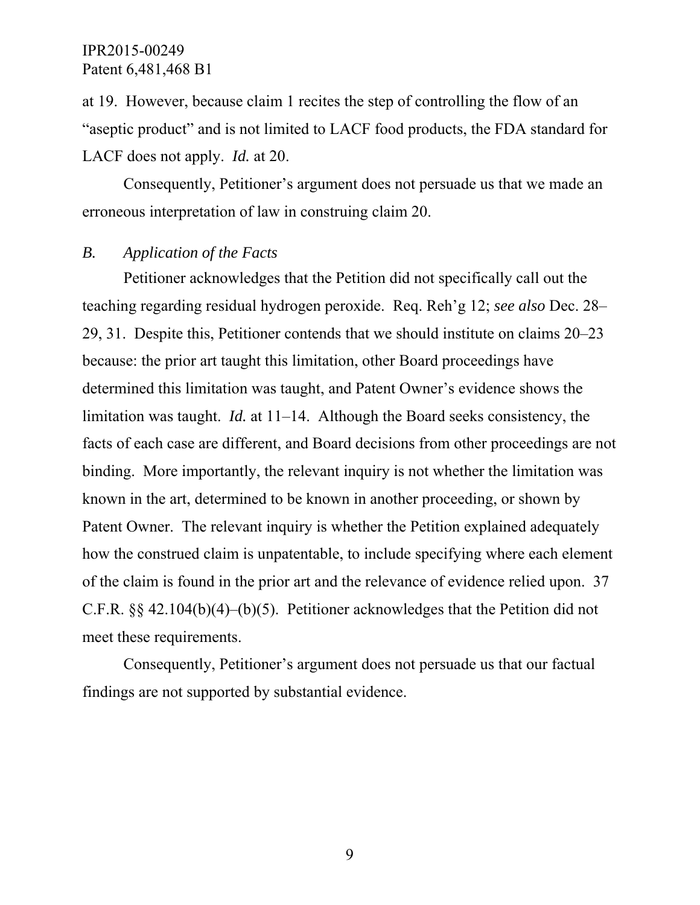at 19. However, because claim 1 recites the step of controlling the flow of an "aseptic product" and is not limited to LACF food products, the FDA standard for LACF does not apply. *Id.* at 20.

Consequently, Petitioner's argument does not persuade us that we made an erroneous interpretation of law in construing claim 20.

### *B. Application of the Facts*

Petitioner acknowledges that the Petition did not specifically call out the teaching regarding residual hydrogen peroxide. Req. Reh'g 12; *see also* Dec. 28–29, 31. Despite this, Petitioner contends that we should institute on claims 20–23 because: the prior art taught this limitation, other Board proceedings have determined this limitation was taught, and Patent Owner's evidence shows the limitation was taught. *Id.* at 11–14. Although the Board seeks consistency, the facts of each case are different, and Board decisions from other proceedings are not binding. More importantly, the relevant inquiry is not whether the limitation was known in the art, determined to be known in another proceeding, or shown by Patent Owner. The relevant inquiry is whether the Petition explained adequately how the construed claim is unpatentable, to include specifying where each element of the claim is found in the prior art and the relevance of evidence relied upon. 37 C.F.R. §§ 42.104(b)(4)–(b)(5). Petitioner acknowledges that the Petition did not meet these requirements.

Consequently, Petitioner's argument does not persuade us that our factual findings are not supported by substantial evidence.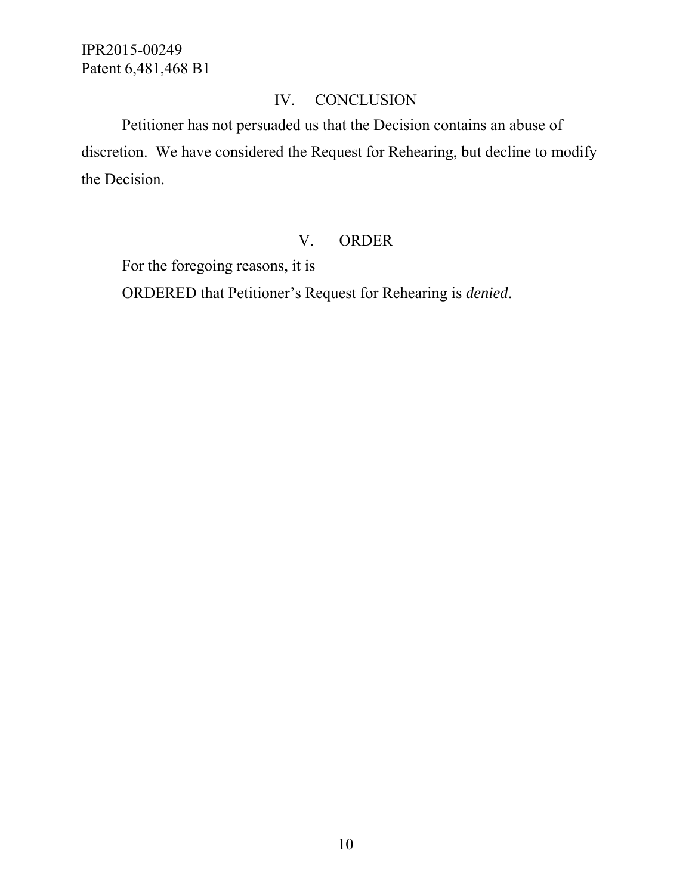## IV. CONCLUSION

Petitioner has not persuaded us that the Decision contains an abuse of discretion. We have considered the Request for Rehearing, but decline to modify the Decision.

## V. ORDER

For the foregoing reasons, it is

ORDERED that Petitioner's Request for Rehearing is *denied*.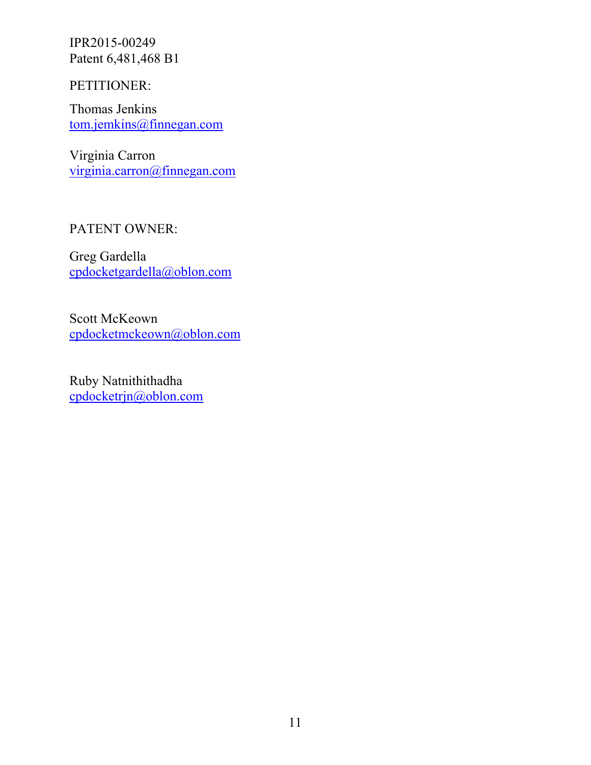IPR2015-00249
Patent 6,481,468 B1

PETITIONER:

Thomas Jenkins
tom.jemkins@finnegan.com

Virginia Carron
virginia.carron@finnegan.com

PATENT OWNER:

Greg Gardella
cpdocketgardella@oblon.com

Scott McKeown
cpdocketmckeown@oblon.com

Ruby Natnithithadha
cpdocketrjn@oblon.com